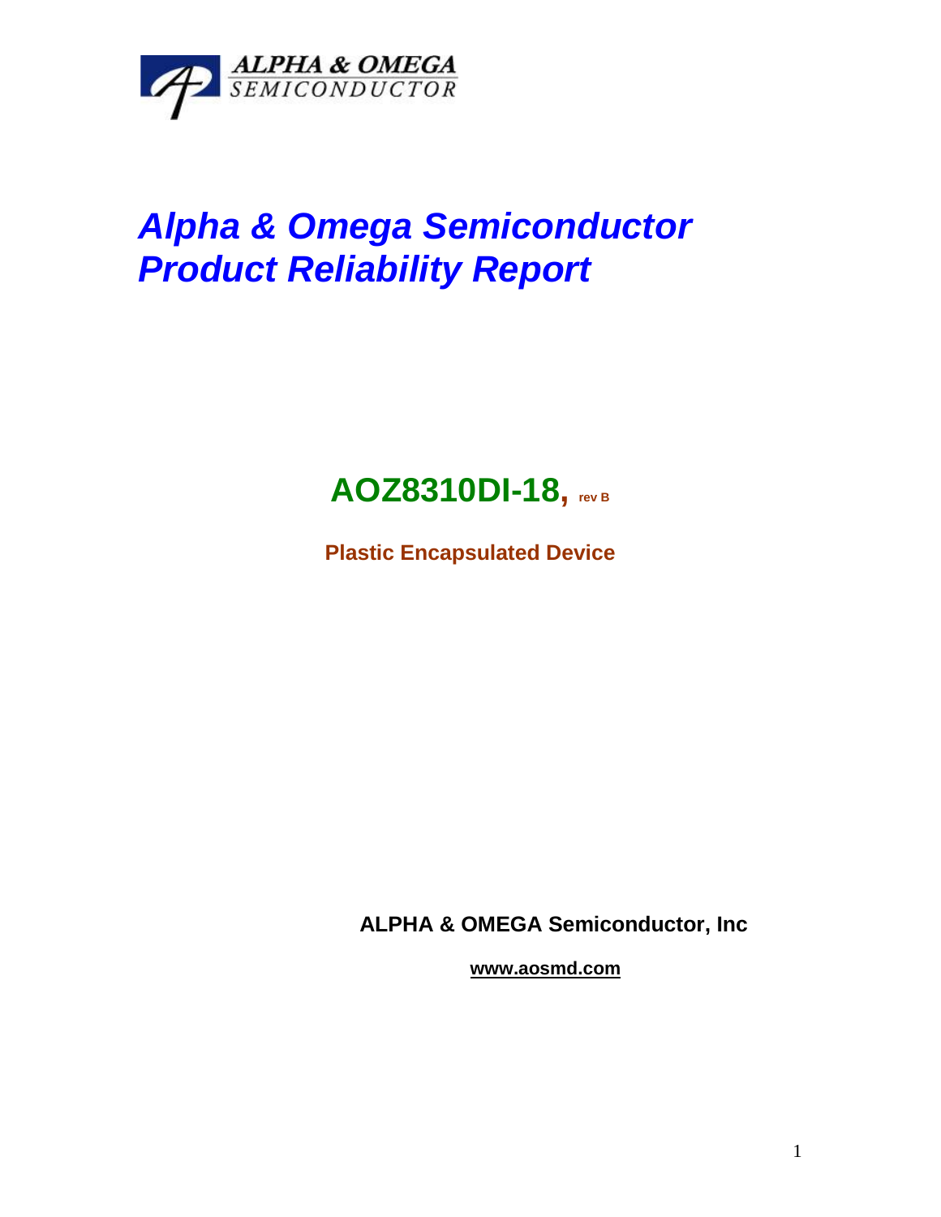ALPHA & OMEGA SEMICONDUCTOR

# *Alpha & Omega Semiconductor Product Reliability Report*

## AOZ8310DI-18, rev B

**Plastic Encapsulated Device**

**ALPHA & OMEGA Semiconductor, Inc**

**www.aosmd.com**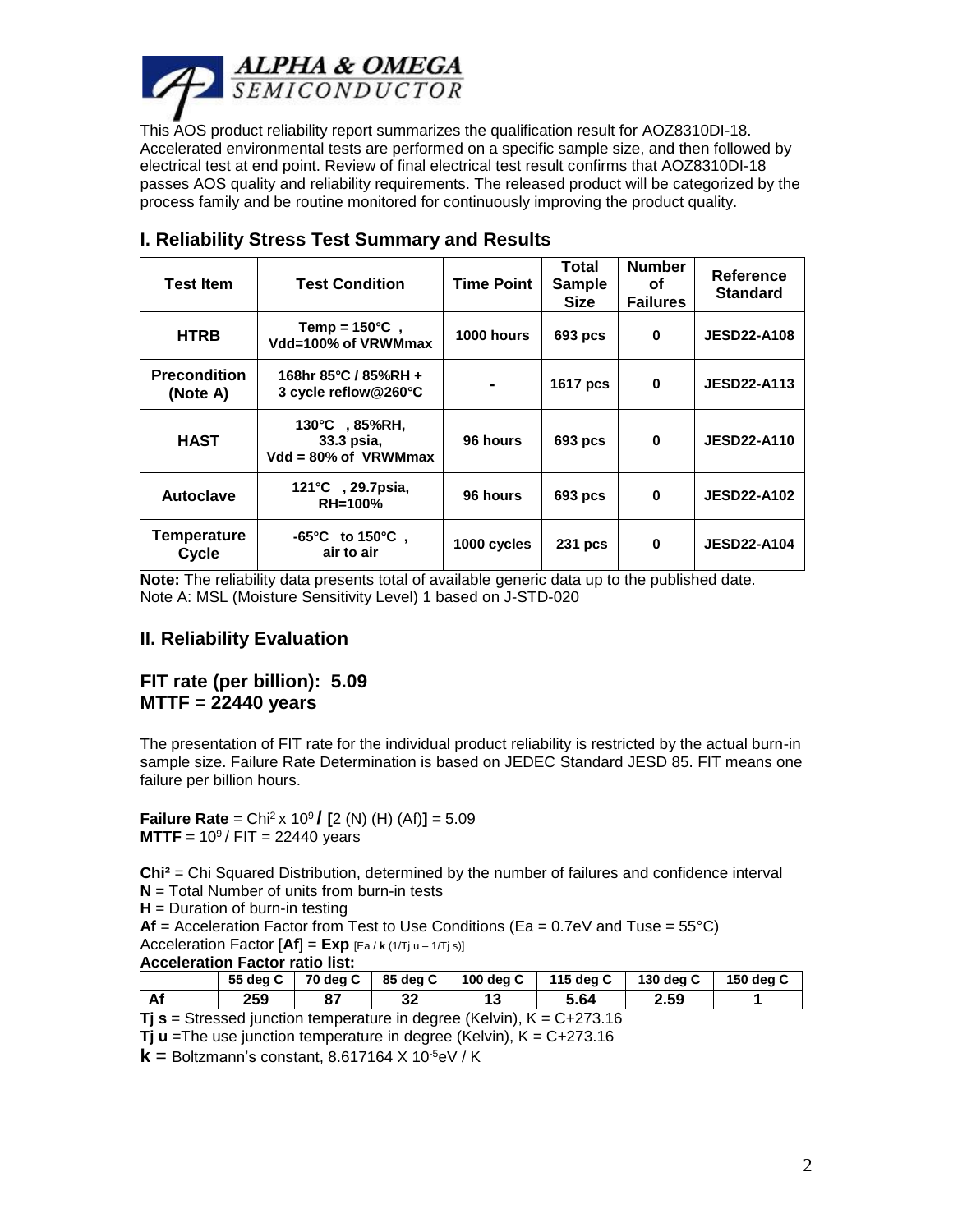This AOS product reliability report summarizes the qualification result for AOZ8310DI-18. Accelerated environmental tests are performed on a specific sample size, and then followed by electrical test at end point. Review of final electrical test result confirms that AOZ8310DI-18 passes AOS quality and reliability requirements. The released product will be categorized by the process family and be routine monitored for continuously improving the product quality.

## I. Reliability Stress Test Summary and Results

| Test Item | Test Condition | Time Point | Total Sample Size | Number of Failures | Reference Standard |
|---|---|---|---|---|---|
| HTRB | Temp = 150°C , Vdd=100% of VRWMmax | 1000 hours | 693 pcs | 0 | JESD22-A108 |
| Precondition (Note A) | 168hr 85°C / 85%RH + 3 cycle reflow@260°C | - | 1617 pcs | 0 | JESD22-A113 |
| HAST | 130°C , 85%RH, 33.3 psia, Vdd = 80% of VRWMmax | 96 hours | 693 pcs | 0 | JESD22-A110 |
| Autoclave | 121°C , 29.7psia, RH=100% | 96 hours | 693 pcs | 0 | JESD22-A102 |
| Temperature Cycle | -65°C to 150°C , air to air | 1000 cycles | 231 pcs | 0 | JESD22-A104 |

**Note:** The reliability data presents total of available generic data up to the published date.
Note A: MSL (Moisture Sensitivity Level) 1 based on J-STD-020

## II. Reliability Evaluation

### FIT rate (per billion): 5.09
### MTTF = 22440 years

The presentation of FIT rate for the individual product reliability is restricted by the actual burn-in sample size. Failure Rate Determination is based on JEDEC Standard JESD 85. FIT means one failure per billion hours.

**Failure Rate** = $Chi^2 \times 10^9$ **/ [**2 (N) (H) (Af)**] =** 5.09
**MTTF =** $10^9$ / FIT = 22440 years

**Chi²** = Chi Squared Distribution, determined by the number of failures and confidence interval
**N** = Total Number of units from burn-in tests
**H** = Duration of burn-in testing
**Af** = Acceleration Factor from Test to Use Conditions (Ea = 0.7eV and Tuse = 55°C)
Acceleration Factor [**Af**] = **Exp** $[Ea / k (1/T_{j\,u} - 1/T_{j\,s})]$

**Acceleration Factor ratio list:**

| | 55 deg C | 70 deg C | 85 deg C | 100 deg C | 115 deg C | 130 deg C | 150 deg C |
|---|---|---|---|---|---|---|---|
| Af | 259 | 87 | 32 | 13 | 5.64 | 2.59 | 1 |

**Tj s** = Stressed junction temperature in degree (Kelvin), K = C+273.16
**Tj u** =The use junction temperature in degree (Kelvin), K = C+273.16
**k** = Boltzmann's constant, 8.617164 X $10^{-5}$eV / K